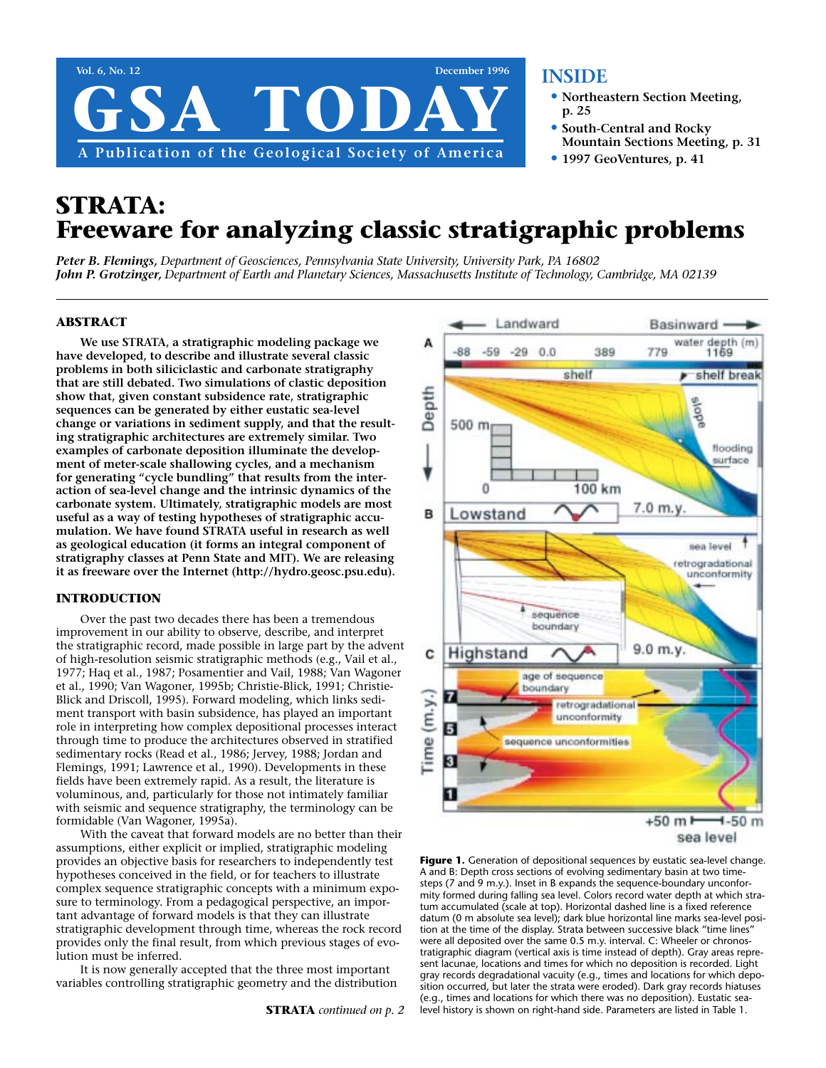# STRATA: Freeware for analyzing classic stratigraphic problems

***Peter B. Flemings,*** *Department of Geosciences, Pennsylvania State University, University Park, PA 16802*
***John P. Grotzinger,*** *Department of Earth and Planetary Sciences, Massachusetts Institute of Technology, Cambridge, MA 02139*

## ABSTRACT

**We use STRATA, a stratigraphic modeling package we have developed, to describe and illustrate several classic problems in both siliciclastic and carbonate stratigraphy that are still debated. Two simulations of clastic deposition show that, given constant subsidence rate, stratigraphic sequences can be generated by either eustatic sea-level change or variations in sediment supply, and that the resulting stratigraphic architectures are extremely similar. Two examples of carbonate deposition illuminate the development of meter-scale shallowing cycles, and a mechanism for generating "cycle bundling" that results from the interaction of sea-level change and the intrinsic dynamics of the carbonate system. Ultimately, stratigraphic models are most useful as a way of testing hypotheses of stratigraphic accumulation. We have found STRATA useful in research as well as geological education (it forms an integral component of stratigraphy classes at Penn State and MIT). We are releasing it as freeware over the Internet (http://hydro.geosc.psu.edu).**

## INTRODUCTION

Over the past two decades there has been a tremendous improvement in our ability to observe, describe, and interpret the stratigraphic record, made possible in large part by the advent of high-resolution seismic stratigraphic methods (e.g., Vail et al., 1977; Haq et al., 1987; Posamentier and Vail, 1988; Van Wagoner et al., 1990; Van Wagoner, 1995b; Christie-Blick, 1991; Christie-Blick and Driscoll, 1995). Forward modeling, which links sediment transport with basin subsidence, has played an important role in interpreting how complex depositional processes interact through time to produce the architectures observed in stratified sedimentary rocks (Read et al., 1986; Jervey, 1988; Jordan and Flemings, 1991; Lawrence et al., 1990). Developments in these fields have been extremely rapid. As a result, the literature is voluminous, and, particularly for those not intimately familiar with seismic and sequence stratigraphy, the terminology can be formidable (Van Wagoner, 1995a).

With the caveat that forward models are no better than their assumptions, either explicit or implied, stratigraphic modeling provides an objective basis for researchers to independently test hypotheses conceived in the field, or for teachers to illustrate complex sequence stratigraphic concepts with a minimum exposure to terminology. From a pedagogical perspective, an important advantage of forward models is that they can illustrate stratigraphic development through time, whereas the rock record provides only the final result, from which previous stages of evolution must be inferred.

It is now generally accepted that the three most important variables controlling stratigraphic geometry and the distribution

**STRATA** *continued on p. 2*

**Figure 1.** Generation of depositional sequences by eustatic sea-level change. A and B: Depth cross sections of evolving sedimentary basin at two time-steps (7 and 9 m.y.). Inset in B expands the sequence-boundary unconformity formed during falling sea level. Colors record water depth at which stratum accumulated (scale at top). Horizontal dashed line is a fixed reference datum (0 m absolute sea level); dark blue horizontal line marks sea-level position at the time of the display. Strata between successive black "time lines" were all deposited over the same 0.5 m.y. interval. C: Wheeler or chronostratigraphic diagram (vertical axis is time instead of depth). Gray areas represent lacunae, locations and times for which no deposition is recorded. Light gray records degradational vacuity (e.g., times and locations for which deposition occurred, but later the strata were eroded). Dark gray records hiatuses (e.g., times and locations for which there was no deposition). Eustatic sea-level history is shown on right-hand side. Parameters are listed in Table 1.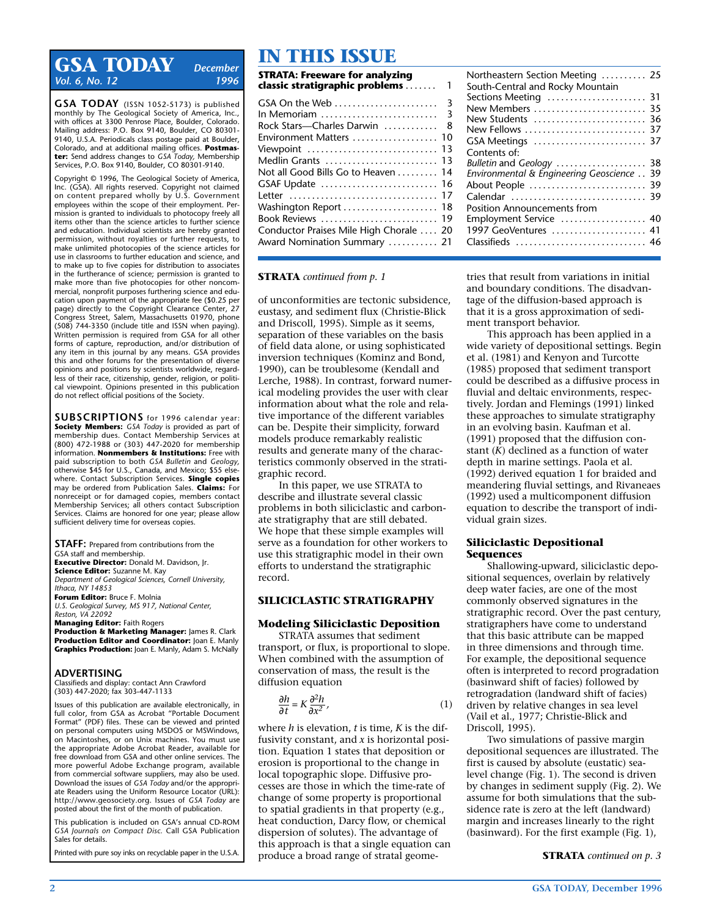# GSA TODAY

**December 1996**
**Vol. 6, No. 12**

**GSA TODAY** (ISSN 1052-5173) is published monthly by The Geological Society of America, Inc., with offices at 3300 Penrose Place, Boulder, Colorado. Mailing address: P.O. Box 9140, Boulder, CO 80301-9140, U.S.A. Periodicals class postage paid at Boulder, Colorado, and at additional mailing offices. **Postmaster:** Send address changes to *GSA Today,* Membership Services, P.O. Box 9140, Boulder, CO 80301-9140.

Copyright © 1996, The Geological Society of America, Inc. (GSA). All rights reserved. Copyright not claimed on content prepared wholly by U.S. Government employees within the scope of their employment. Permission is granted to individuals to photocopy freely all items other than the science articles to further science and education. Individual scientists are hereby granted permission, without royalties or further requests, to make unlimited photocopies of the science articles for use in classrooms to further education and science, and to make up to five copies for distribution to associates in the furtherance of science; permission is granted to make more than five photocopies for other noncommercial, nonprofit purposes furthering science and education upon payment of the appropriate fee ($0.25 per page) directly to the Copyright Clearance Center, 27 Congress Street, Salem, Massachusetts 01970, phone (508) 744-3350 (include title and ISSN when paying). Written permission is required from GSA for all other forms of capture, reproduction, and/or distribution of any item in this journal by any means. GSA provides this and other forums for the presentation of diverse opinions and positions by scientists worldwide, regardless of their race, citizenship, gender, religion, or political viewpoint. Opinions presented in this publication do not reflect official positions of the Society.

**SUBSCRIPTIONS** for 1996 calendar year: **Society Members:** *GSA Today* is provided as part of membership dues. Contact Membership Services at (800) 472-1988 or (303) 447-2020 for membership information. **Nonmembers & Institutions:** Free with paid subscription to both *GSA Bulletin* and *Geology,* otherwise $45 for U.S., Canada, and Mexico; $55 elsewhere. Contact Subscription Services. **Single copies** may be ordered from Publication Sales. **Claims:** For nonreceipt or for damaged copies, members contact Membership Services; all others contact Subscription Services. Claims are honored for one year; please allow sufficient delivery time for overseas copies.

**STAFF:** Prepared from contributions from the GSA staff and membership.
**Executive Director:** Donald M. Davidson, Jr.
**Science Editor:** Suzanne M. Kay
*Department of Geological Sciences, Cornell University, Ithaca, NY 14853*
**Forum Editor:** Bruce F. Molnia
*U.S. Geological Survey, MS 917, National Center, Reston, VA 22092*
**Managing Editor:** Faith Rogers
**Production & Marketing Manager:** James R. Clark
**Production Editor and Coordinator:** Joan E. Manly
**Graphics Production:** Joan E. Manly, Adam S. McNally

**ADVERTISING**
Classifieds and display: contact Ann Crawford
(303) 447-2020; fax 303-447-1133

Issues of this publication are available electronically, in full color, from GSA as Acrobat "Portable Document Format" (PDF) files. These can be viewed and printed on personal computers using MSDOS or MSWindows, on Macintoshes, or on Unix machines. You must use the appropriate Adobe Acrobat Reader, available for free download from GSA and other online services. The more powerful Adobe Exchange program, available from commercial software suppliers, may also be used. Download the issues of *GSA Today* and/or the appropriate Readers using the Uniform Resource Locator (URL): http://www.geosociety.org. Issues of *GSA Today* are posted about the first of the month of publication.

This publication is included on GSA's annual CD-ROM *GSA Journals on Compact Disc.* Call GSA Publication Sales for details.

Printed with pure soy inks on recyclable paper in the U.S.A.

# IN THIS ISSUE

| | |
|---|---|
| **STRATA: Freeware for analyzing classic stratigraphic problems** | 1 |
| GSA On the Web | 3 |
| In Memoriam | 3 |
| Rock Stars—Charles Darwin | 8 |
| Environment Matters | 10 |
| Viewpoint | 13 |
| Medlin Grants | 13 |
| Not all Good Bills Go to Heaven | 14 |
| GSAF Update | 16 |
| Letter | 17 |
| Washington Report | 18 |
| Book Reviews | 19 |
| Conductor Praises Mile High Chorale | 20 |
| Award Nomination Summary | 21 |
| Northeastern Section Meeting | 25 |
| South-Central and Rocky Mountain Sections Meeting | 31 |
| New Members | 35 |
| New Students | 36 |
| New Fellows | 37 |
| GSA Meetings | 37 |
| Contents of: *Bulletin* and *Geology* | 38 |
| *Environmental & Engineering Geoscience* | 39 |
| About People | 39 |
| Calendar | 39 |
| Position Announcements from Employment Service | 40 |
| 1997 GeoVentures | 41 |
| Classifieds | 46 |

**STRATA** *continued from p. 1*

of unconformities are tectonic subsidence, eustasy, and sediment flux (Christie-Blick and Driscoll, 1995). Simple as it seems, separation of these variables on the basis of field data alone, or using sophisticated inversion techniques (Kominz and Bond, 1990), can be troublesome (Kendall and Lerche, 1988). In contrast, forward numerical modeling provides the user with clear information about what the role and relative importance of the different variables can be. Despite their simplicity, forward models produce remarkably realistic results and generate many of the characteristics commonly observed in the stratigraphic record.

In this paper, we use STRATA to describe and illustrate several classic problems in both siliciclastic and carbonate stratigraphy that are still debated. We hope that these simple examples will serve as a foundation for other workers to use this stratigraphic model in their own efforts to understand the stratigraphic record.

## SILICICLASTIC STRATIGRAPHY

### Modeling Siliciclastic Deposition

STRATA assumes that sediment transport, or flux, is proportional to slope. When combined with the assumption of conservation of mass, the result is the diffusion equation

$$\frac{\partial h}{\partial t} = K\frac{\partial^2 h}{\partial x^2}, \qquad (1)$$

where $h$ is elevation, $t$ is time, $K$ is the diffusivity constant, and $x$ is horizontal position. Equation 1 states that deposition or erosion is proportional to the change in local topographic slope. Diffusive processes are those in which the time-rate of change of some property is proportional to spatial gradients in that property (e.g., heat conduction, Darcy flow, or chemical dispersion of solutes). The advantage of this approach is that a single equation can produce a broad range of stratal geometries that result from variations in initial and boundary conditions. The disadvantage of the diffusion-based approach is that it is a gross approximation of sediment transport behavior.

This approach has been applied in a wide variety of depositional settings. Begin et al. (1981) and Kenyon and Turcotte (1985) proposed that sediment transport could be described as a diffusive process in fluvial and deltaic environments, respectively. Jordan and Flemings (1991) linked these approaches to simulate stratigraphy in an evolving basin. Kaufman et al. (1991) proposed that the diffusion constant ($K$) declined as a function of water depth in marine settings. Paola et al. (1992) derived equation 1 for braided and meandering fluvial settings, and Rivanaeas (1992) used a multicomponent diffusion equation to describe the transport of individual grain sizes.

### Siliciclastic Depositional Sequences

Shallowing-upward, siliciclastic depositional sequences, overlain by relatively deep water facies, are one of the most commonly observed signatures in the stratigraphic record. Over the past century, stratigraphers have come to understand that this basic attribute can be mapped in three dimensions and through time. For example, the depositional sequence often is interpreted to record progradation (basinward shift of facies) followed by retrogradation (landward shift of facies) driven by relative changes in sea level (Vail et al., 1977; Christie-Blick and Driscoll, 1995).

Two simulations of passive margin depositional sequences are illustrated. The first is caused by absolute (eustatic) sea-level change (Fig. 1). The second is driven by changes in sediment supply (Fig. 2). We assume for both simulations that the subsidence rate is zero at the left (landward) margin and increases linearly to the right (basinward). For the first example (Fig. 1),

**STRATA** *continued on p. 3*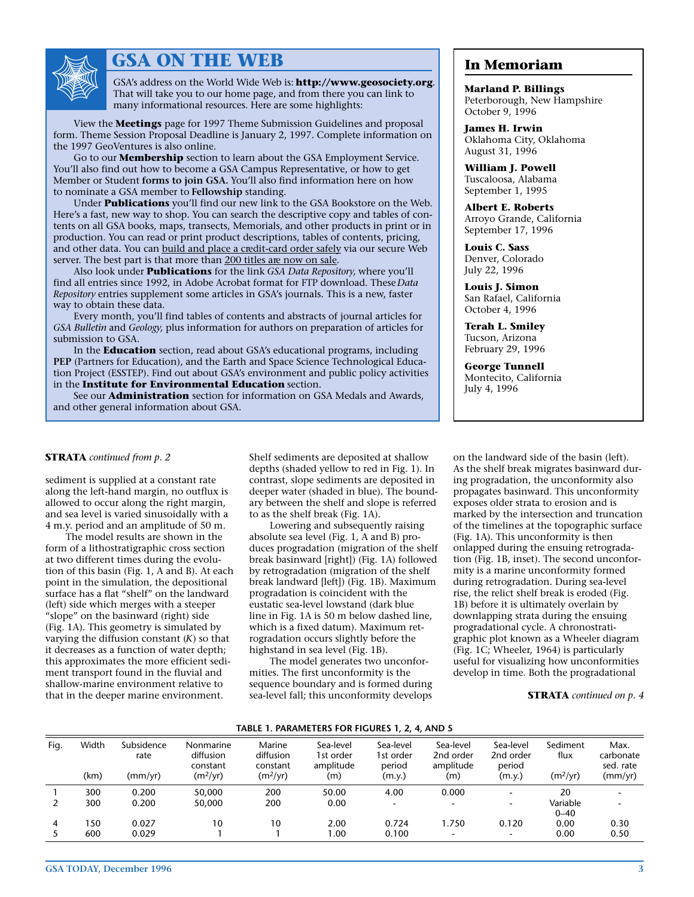## GSA ON THE WEB

GSA's address on the World Wide Web is: **http://www.geosociety.org**. That will take you to our home page, and from there you can link to many informational resources. Here are some highlights:

View the **Meetings** page for 1997 Theme Submission Guidelines and proposal form. Theme Session Proposal Deadline is January 2, 1997. Complete information on the 1997 GeoVentures is also online.

Go to our **Membership** section to learn about the GSA Employment Service. You'll also find out how to become a GSA Campus Representative, or how to get Member or Student **forms to join GSA.** You'll also find information here on how to nominate a GSA member to **Fellowship** standing.

Under **Publications** you'll find our new link to the GSA Bookstore on the Web. Here's a fast, new way to shop. You can search the descriptive copy and tables of contents on all GSA books, maps, transects, Memorials, and other products in print or in production. You can read or print product descriptions, tables of contents, pricing, and other data. You can build and place a credit-card order safely via our secure Web server. The best part is that more than 200 titles are now on sale.

Also look under **Publications** for the link *GSA Data Repository,* where you'll find all entries since 1992, in Adobe Acrobat format for FTP download. These *Data Repository* entries supplement some articles in GSA's journals. This is a new, faster way to obtain these data.

Every month, you'll find tables of contents and abstracts of journal articles for *GSA Bulletin* and *Geology,* plus information for authors on preparation of articles for submission to GSA.

In the **Education** section, read about GSA's educational programs, including **PEP** (Partners for Education), and the Earth and Space Science Technological Education Project (ESSTEP). Find out about GSA's environment and public policy activities in the **Institute for Environmental Education** section.

See our **Administration** section for information on GSA Medals and Awards, and other general information about GSA.

## In Memoriam

**Marland P. Billings**
Peterborough, New Hampshire
October 9, 1996

**James H. Irwin**
Oklahoma City, Oklahoma
August 31, 1996

**William J. Powell**
Tuscaloosa, Alabama
September 1, 1995

**Albert E. Roberts**
Arroyo Grande, California
September 17, 1996

**Louis C. Sass**
Denver, Colorado
July 22, 1996

**Louis J. Simon**
San Rafael, California
October 4, 1996

**Terah L. Smiley**
Tucson, Arizona
February 29, 1996

**George Tunnell**
Montecito, California
July 4, 1996

**STRATA** *continued from p. 2*

sediment is supplied at a constant rate along the left-hand margin, no outflux is allowed to occur along the right margin, and sea level is varied sinusoidally with a 4 m.y. period and an amplitude of 50 m.

The model results are shown in the form of a lithostratigraphic cross section at two different times during the evolution of this basin (Fig. 1, A and B). At each point in the simulation, the depositional surface has a flat "shelf" on the landward (left) side which merges with a steeper "slope" on the basinward (right) side (Fig. 1A). This geometry is simulated by varying the diffusion constant ($K$) so that it decreases as a function of water depth; this approximates the more efficient sediment transport found in the fluvial and shallow-marine environment relative to that in the deeper marine environment. Shelf sediments are deposited at shallow depths (shaded yellow to red in Fig. 1). In contrast, slope sediments are deposited in deeper water (shaded in blue). The boundary between the shelf and slope is referred to as the shelf break (Fig. 1A).

Lowering and subsequently raising absolute sea level (Fig. 1, A and B) produces progradation (migration of the shelf break basinward [right]) (Fig. 1A) followed by retrogradation (migration of the shelf break landward [left]) (Fig. 1B). Maximum progradation is coincident with the eustatic sea-level lowstand (dark blue line in Fig. 1A is 50 m below dashed line, which is a fixed datum). Maximum retrogradation occurs slightly before the highstand in sea level (Fig. 1B).

The model generates two unconformities. The first unconformity is the sequence boundary and is formed during sea-level fall; this unconformity develops on the landward side of the basin (left). As the shelf break migrates basinward during progradation, the unconformity also propagates basinward. This unconformity exposes older strata to erosion and is marked by the intersection and truncation of the timelines at the topographic surface (Fig. 1A). This unconformity is then onlapped during the ensuing retrogradation (Fig. 1B, inset). The second unconformity is a marine unconformity formed during retrogradation. During sea-level rise, the relict shelf break is eroded (Fig. 1B) before it is ultimately overlain by downlapping strata during the ensuing progradational cycle. A chronostratigraphic plot known as a Wheeler diagram (Fig. 1C; Wheeler, 1964) is particularly useful for visualizing how unconformities develop in time. Both the progradational

**STRATA** *continued on p. 4*

**TABLE 1. PARAMETERS FOR FIGURES 1, 2, 4, AND 5**

| Fig. | Width (km) | Subsidence rate (mm/yr) | Nonmarine diffusion constant ($m^2$/yr) | Marine diffusion constant ($m^2$/yr) | Sea-level 1st order amplitude (m) | Sea-level 1st order period (m.y.) | Sea-level 2nd order amplitude (m) | Sea-level 2nd order period (m.y.) | Sediment flux ($m^2$/yr) | Max. carbonate sed. rate (mm/yr) |
|---|---|---|---|---|---|---|---|---|---|---|
| 1 | 300 | 0.200 | 50,000 | 200 | 50.00 | 4.00 | 0.000 | - | 20 | - |
| 2 | 300 | 0.200 | 50,000 | 200 | 0.00 | - | - | - | Variable 0–40 | - |
| 4 | 150 | 0.027 | 10 | 10 | 2.00 | 0.724 | 1.750 | 0.120 | 0.00 | 0.30 |
| 5 | 600 | 0.029 | 1 | 1 | 1.00 | 0.100 | - | - | 0.00 | 0.50 |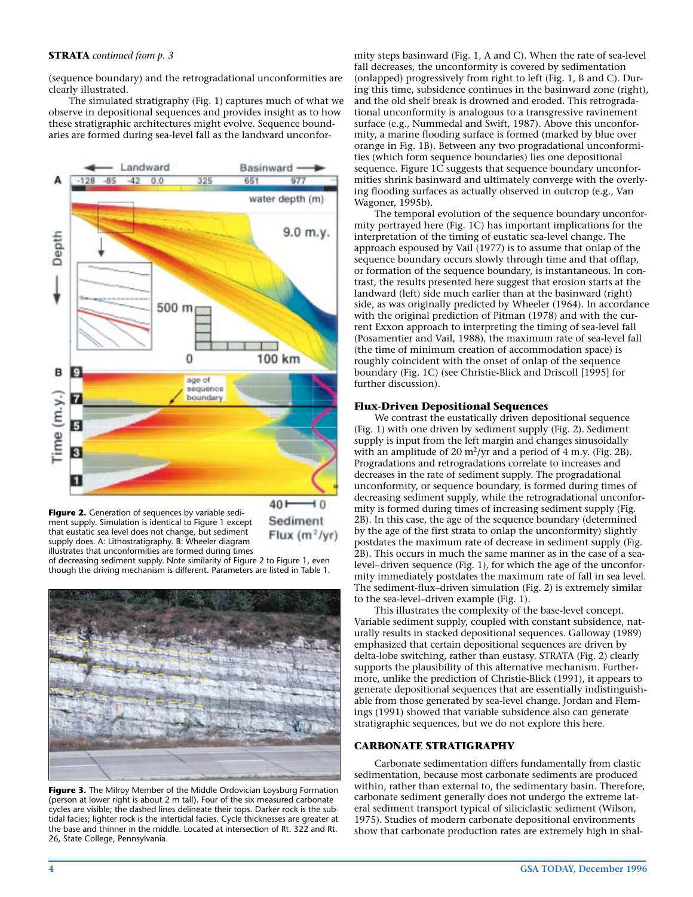**STRATA** *continued from p. 3*

(sequence boundary) and the retrogradational unconformities are clearly illustrated.

The simulated stratigraphy (Fig. 1) captures much of what we observe in depositional sequences and provides insight as to how these stratigraphic architectures might evolve. Sequence boundaries are formed during sea-level fall as the landward unconformity steps basinward (Fig. 1, A and C). When the rate of sea-level fall decreases, the unconformity is covered by sedimentation (onlapped) progressively from right to left (Fig. 1, B and C). During this time, subsidence continues in the basinward zone (right), and the old shelf break is drowned and eroded. This retrogradational unconformity is analogous to a transgressive ravinement surface (e.g., Nummedal and Swift, 1987). Above this unconformity, a marine flooding surface is formed (marked by blue over orange in Fig. 1B). Between any two progradational unconformities (which form sequence boundaries) lies one depositional sequence. Figure 1C suggests that sequence boundary unconformities shrink basinward and ultimately converge with the overlying flooding surfaces as actually observed in outcrop (e.g., Van Wagoner, 1995b).

The temporal evolution of the sequence boundary unconformity portrayed here (Fig. 1C) has important implications for the interpretation of the timing of eustatic sea-level change. The approach espoused by Vail (1977) is to assume that onlap of the sequence boundary occurs slowly through time and that offlap, or formation of the sequence boundary, is instantaneous. In contrast, the results presented here suggest that erosion starts at the landward (left) side much earlier than at the basinward (right) side, as was originally predicted by Wheeler (1964). In accordance with the original prediction of Pitman (1978) and with the current Exxon approach to interpreting the timing of sea-level fall (Posamentier and Vail, 1988), the maximum rate of sea-level fall (the time of minimum creation of accommodation space) is roughly coincident with the onset of onlap of the sequence boundary (Fig. 1C) (see Christie-Blick and Driscoll [1995] for further discussion).

**Figure 2.** Generation of sequences by variable sediment supply. Simulation is identical to Figure 1 except that eustatic sea level does not change, but sediment supply does. A: Lithostratigraphy. B: Wheeler diagram illustrates that unconformities are formed during times of decreasing sediment supply. Note similarity of Figure 2 to Figure 1, even though the driving mechanism is different. Parameters are listed in Table 1.

**Figure 3.** The Milroy Member of the Middle Ordovician Loysburg Formation (person at lower right is about 2 m tall). Four of the six measured carbonate cycles are visible; the dashed lines delineate their tops. Darker rock is the subtidal facies; lighter rock is the intertidal facies. Cycle thicknesses are greater at the base and thinner in the middle. Located at intersection of Rt. 322 and Rt. 26, State College, Pennsylvania.

## Flux-Driven Depositional Sequences

We contrast the eustatically driven depositional sequence (Fig. 1) with one driven by sediment supply (Fig. 2). Sediment supply is input from the left margin and changes sinusoidally with an amplitude of 20 $m^2$/yr and a period of 4 m.y. (Fig. 2B). Progradations and retrogradations correlate to increases and decreases in the rate of sediment supply. The progradational unconformity, or sequence boundary, is formed during times of decreasing sediment supply, while the retrogradational unconformity is formed during times of increasing sediment supply (Fig. 2B). In this case, the age of the sequence boundary (determined by the age of the first strata to onlap the unconformity) slightly postdates the maximum rate of decrease in sediment supply (Fig. 2B). This occurs in much the same manner as in the case of a sea-level–driven sequence (Fig. 1), for which the age of the unconformity immediately postdates the maximum rate of fall in sea level. The sediment-flux–driven simulation (Fig. 2) is extremely similar to the sea-level–driven example (Fig. 1).

This illustrates the complexity of the base-level concept. Variable sediment supply, coupled with constant subsidence, naturally results in stacked depositional sequences. Galloway (1989) emphasized that certain depositional sequences are driven by delta-lobe switching, rather than eustasy. STRATA (Fig. 2) clearly supports the plausibility of this alternative mechanism. Furthermore, unlike the prediction of Christie-Blick (1991), it appears to generate depositional sequences that are essentially indistinguishable from those generated by sea-level change. Jordan and Flemings (1991) showed that variable subsidence also can generate stratigraphic sequences, but we do not explore this here.

## CARBONATE STRATIGRAPHY

Carbonate sedimentation differs fundamentally from clastic sedimentation, because most carbonate sediments are produced within, rather than external to, the sedimentary basin. Therefore, carbonate sediment generally does not undergo the extreme lateral sediment transport typical of siliciclastic sediment (Wilson, 1975). Studies of modern carbonate depositional environments show that carbonate production rates are extremely high in shal-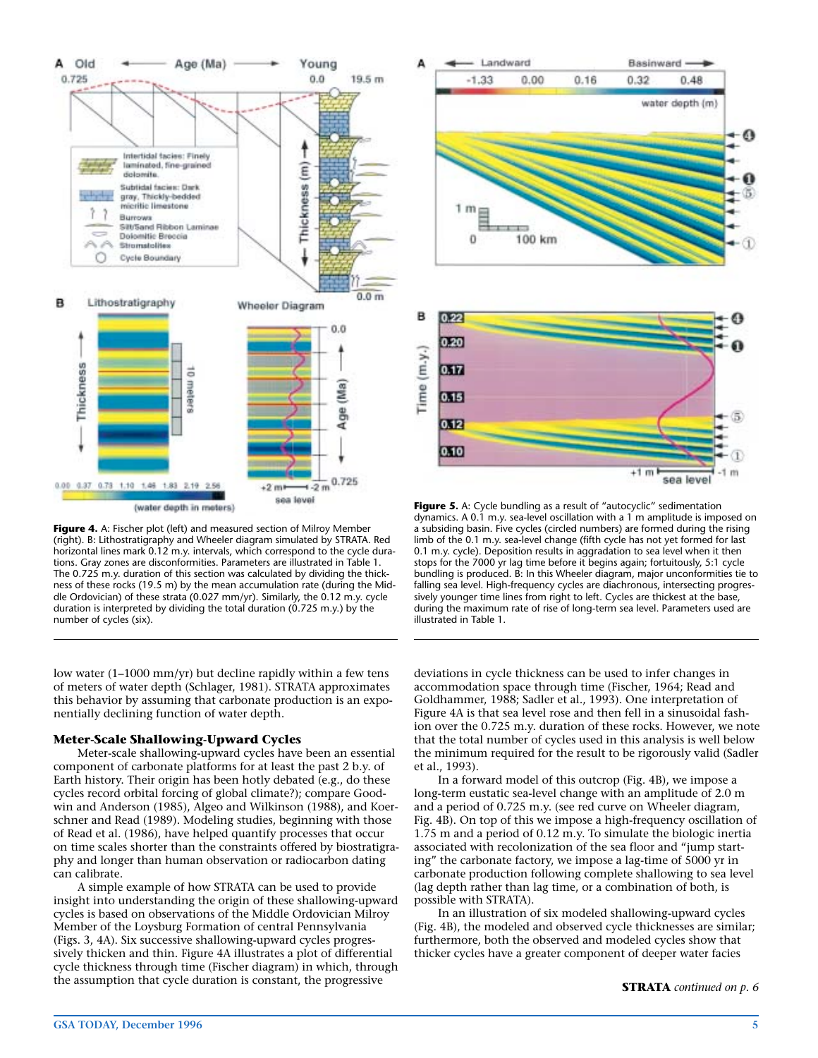**Figure 4.** A: Fischer plot (left) and measured section of Milroy Member (right). B: Lithostratigraphy and Wheeler diagram simulated by STRATA. Red horizontal lines mark 0.12 m.y. intervals, which correspond to the cycle durations. Gray zones are disconformities. Parameters are illustrated in Table 1. The 0.725 m.y. duration of this section was calculated by dividing the thickness of these rocks (19.5 m) by the mean accumulation rate (during the Middle Ordovician) of these strata (0.027 mm/yr). Similarly, the 0.12 m.y. cycle duration is interpreted by dividing the total duration (0.725 m.y.) by the number of cycles (six).

**Figure 5.** A: Cycle bundling as a result of "autocyclic" sedimentation dynamics. A 0.1 m.y. sea-level oscillation with a 1 m amplitude is imposed on a subsiding basin. Five cycles (circled numbers) are formed during the rising limb of the 0.1 m.y. sea-level change (fifth cycle has not yet formed for last 0.1 m.y. cycle). Deposition results in aggradation to sea level when it then stops for the 7000 yr lag time before it begins again; fortuitously, 5:1 cycle bundling is produced. B: In this Wheeler diagram, major unconformities tie to falling sea level. High-frequency cycles are diachronous, intersecting progressively younger time lines from right to left. Cycles are thickest at the base, during the maximum rate of rise of long-term sea level. Parameters used are illustrated in Table 1.

low water (1–1000 mm/yr) but decline rapidly within a few tens of meters of water depth (Schlager, 1981). STRATA approximates this behavior by assuming that carbonate production is an exponentially declining function of water depth.

### Meter-Scale Shallowing-Upward Cycles

Meter-scale shallowing-upward cycles have been an essential component of carbonate platforms for at least the past 2 b.y. of Earth history. Their origin has been hotly debated (e.g., do these cycles record orbital forcing of global climate?); compare Goodwin and Anderson (1985), Algeo and Wilkinson (1988), and Koerschner and Read (1989). Modeling studies, beginning with those of Read et al. (1986), have helped quantify processes that occur on time scales shorter than the constraints offered by biostratigraphy and longer than human observation or radiocarbon dating can calibrate.

A simple example of how STRATA can be used to provide insight into understanding the origin of these shallowing-upward cycles is based on observations of the Middle Ordovician Milroy Member of the Loysburg Formation of central Pennsylvania (Figs. 3, 4A). Six successive shallowing-upward cycles progressively thicken and thin. Figure 4A illustrates a plot of differential cycle thickness through time (Fischer diagram) in which, through the assumption that cycle duration is constant, the progressive deviations in cycle thickness can be used to infer changes in accommodation space through time (Fischer, 1964; Read and Goldhammer, 1988; Sadler et al., 1993). One interpretation of Figure 4A is that sea level rose and then fell in a sinusoidal fashion over the 0.725 m.y. duration of these rocks. However, we note that the total number of cycles used in this analysis is well below the minimum required for the result to be rigorously valid (Sadler et al., 1993).

In a forward model of this outcrop (Fig. 4B), we impose a long-term eustatic sea-level change with an amplitude of 2.0 m and a period of 0.725 m.y. (see red curve on Wheeler diagram, Fig. 4B). On top of this we impose a high-frequency oscillation of 1.75 m and a period of 0.12 m.y. To simulate the biologic inertia associated with recolonization of the sea floor and "jump starting" the carbonate factory, we impose a lag-time of 5000 yr in carbonate production following complete shallowing to sea level (lag depth rather than lag time, or a combination of both, is possible with STRATA).

In an illustration of six modeled shallowing-upward cycles (Fig. 4B), the modeled and observed cycle thicknesses are similar; furthermore, both the observed and modeled cycles show that thicker cycles have a greater component of deeper water facies

**STRATA** *continued on p. 6*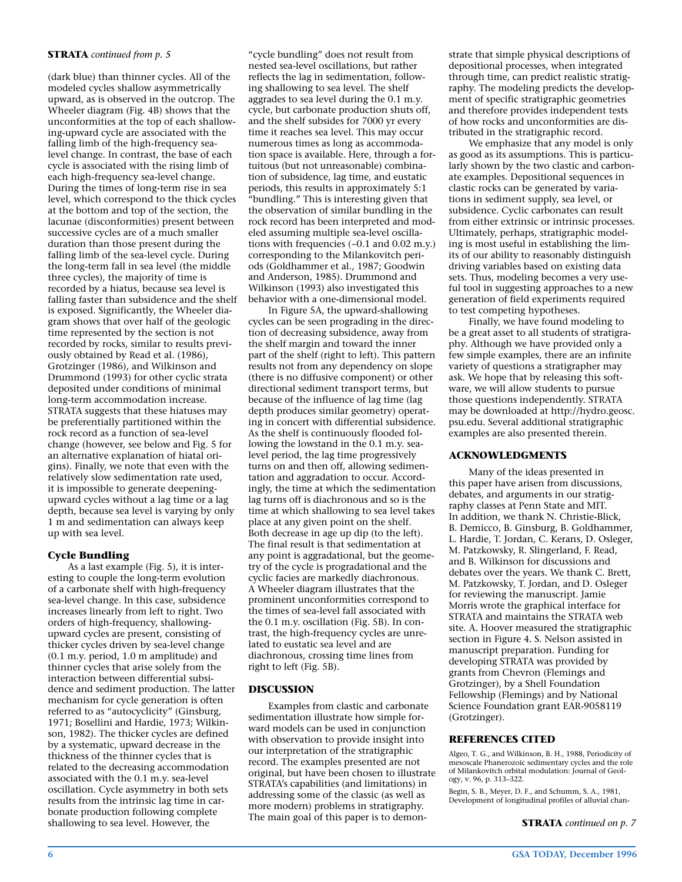**STRATA** *continued from p. 5*

(dark blue) than thinner cycles. All of the modeled cycles shallow asymmetrically upward, as is observed in the outcrop. The Wheeler diagram (Fig. 4B) shows that the unconformities at the top of each shallowing-upward cycle are associated with the falling limb of the high-frequency sea-level change. In contrast, the base of each cycle is associated with the rising limb of each high-frequency sea-level change. During the times of long-term rise in sea level, which correspond to the thick cycles at the bottom and top of the section, the lacunae (disconformities) present between successive cycles are of a much smaller duration than those present during the falling limb of the sea-level cycle. During the long-term fall in sea level (the middle three cycles), the majority of time is recorded by a hiatus, because sea level is falling faster than subsidence and the shelf is exposed. Significantly, the Wheeler diagram shows that over half of the geologic time represented by the section is not recorded by rocks, similar to results previously obtained by Read et al. (1986), Grotzinger (1986), and Wilkinson and Drummond (1993) for other cyclic strata deposited under conditions of minimal long-term accommodation increase. STRATA suggests that these hiatuses may be preferentially partitioned within the rock record as a function of sea-level change (however, see below and Fig. 5 for an alternative explanation of hiatal origins). Finally, we note that even with the relatively slow sedimentation rate used, it is impossible to generate deepening-upward cycles without a lag time or a lag depth, because sea level is varying by only 1 m and sedimentation can always keep up with sea level.

### Cycle Bundling

As a last example (Fig. 5), it is interesting to couple the long-term evolution of a carbonate shelf with high-frequency sea-level change. In this case, subsidence increases linearly from left to right. Two orders of high-frequency, shallowing-upward cycles are present, consisting of thicker cycles driven by sea-level change (0.1 m.y. period, 1.0 m amplitude) and thinner cycles that arise solely from the interaction between differential subsidence and sediment production. The latter mechanism for cycle generation is often referred to as "autocyclicity" (Ginsburg, 1971; Bosellini and Hardie, 1973; Wilkinson, 1982). The thicker cycles are defined by a systematic, upward decrease in the thickness of the thinner cycles that is related to the decreasing accommodation associated with the 0.1 m.y. sea-level oscillation. Cycle asymmetry in both sets results from the intrinsic lag time in carbonate production following complete shallowing to sea level. However, the "cycle bundling" does not result from nested sea-level oscillations, but rather reflects the lag in sedimentation, following shallowing to sea level. The shelf aggrades to sea level during the 0.1 m.y. cycle, but carbonate production shuts off, and the shelf subsides for 7000 yr every time it reaches sea level. This may occur numerous times as long as accommodation space is available. Here, through a fortuitous (but not unreasonable) combination of subsidence, lag time, and eustatic periods, this results in approximately 5:1 "bundling." This is interesting given that the observation of similar bundling in the rock record has been interpreted and modeled assuming multiple sea-level oscillations with frequencies (~0.1 and 0.02 m.y.) corresponding to the Milankovitch periods (Goldhammer et al., 1987; Goodwin and Anderson, 1985). Drummond and Wilkinson (1993) also investigated this behavior with a one-dimensional model.

In Figure 5A, the upward-shallowing cycles can be seen prograding in the direction of decreasing subsidence, away from the shelf margin and toward the inner part of the shelf (right to left). This pattern results not from any dependency on slope (there is no diffusive component) or other directional sediment transport terms, but because of the influence of lag time (lag depth produces similar geometry) operating in concert with differential subsidence. As the shelf is continuously flooded following the lowstand in the 0.1 m.y. sea-level period, the lag time progressively turns on and then off, allowing sedimentation and aggradation to occur. Accordingly, the time at which the sedimentation lag turns off is diachronous and so is the time at which shallowing to sea level takes place at any given point on the shelf. Both decrease in age up dip (to the left). The final result is that sedimentation at any point is aggradational, but the geometry of the cycle is progradational and the cyclic facies are markedly diachronous. A Wheeler diagram illustrates that the prominent unconformities correspond to the times of sea-level fall associated with the 0.1 m.y. oscillation (Fig. 5B). In contrast, the high-frequency cycles are unrelated to eustatic sea level and are diachronous, crossing time lines from right to left (Fig. 5B).

## DISCUSSION

Examples from clastic and carbonate sedimentation illustrate how simple forward models can be used in conjunction with observation to provide insight into our interpretation of the stratigraphic record. The examples presented are not original, but have been chosen to illustrate STRATA's capabilities (and limitations) in addressing some of the classic (as well as more modern) problems in stratigraphy. The main goal of this paper is to demonstrate that simple physical descriptions of depositional processes, when integrated through time, can predict realistic stratigraphy. The modeling predicts the development of specific stratigraphic geometries and therefore provides independent tests of how rocks and unconformities are distributed in the stratigraphic record.

We emphasize that any model is only as good as its assumptions. This is particularly shown by the two clastic and carbonate examples. Depositional sequences in clastic rocks can be generated by variations in sediment supply, sea level, or subsidence. Cyclic carbonates can result from either extrinsic or intrinsic processes. Ultimately, perhaps, stratigraphic modeling is most useful in establishing the limits of our ability to reasonably distinguish driving variables based on existing data sets. Thus, modeling becomes a very useful tool in suggesting approaches to a new generation of field experiments required to test competing hypotheses.

Finally, we have found modeling to be a great asset to all students of stratigraphy. Although we have provided only a few simple examples, there are an infinite variety of questions a stratigrapher may ask. We hope that by releasing this software, we will allow students to pursue those questions independently. STRATA may be downloaded at http://hydro.geosc.psu.edu. Several additional stratigraphic examples are also presented therein.

## ACKNOWLEDGMENTS

Many of the ideas presented in this paper have arisen from discussions, debates, and arguments in our stratigraphy classes at Penn State and MIT. In addition, we thank N. Christie-Blick, B. Demicco, B. Ginsburg, B. Goldhammer, L. Hardie, T. Jordan, C. Kerans, D. Osleger, M. Patzkowsky, R. Slingerland, F. Read, and B. Wilkinson for discussions and debates over the years. We thank C. Brett, M. Patzkowsky, T. Jordan, and D. Osleger for reviewing the manuscript. Jamie Morris wrote the graphical interface for STRATA and maintains the STRATA web site. A. Hoover measured the stratigraphic section in Figure 4. S. Nelson assisted in manuscript preparation. Funding for developing STRATA was provided by grants from Chevron (Flemings and Grotzinger), by a Shell Foundation Fellowship (Flemings) and by National Science Foundation grant EAR-9058119 (Grotzinger).

## REFERENCES CITED

Algeo, T. G., and Wilkinson, B. H., 1988, Periodicity of mesoscale Phanerozoic sedimentary cycles and the role of Milankovitch orbital modulation: Journal of Geology, v. 96, p. 313–322.

Begin, S. B., Meyer, D. F., and Schumm, S. A., 1981, Development of longitudinal profiles of alluvial chan-

**STRATA** *continued on p. 7*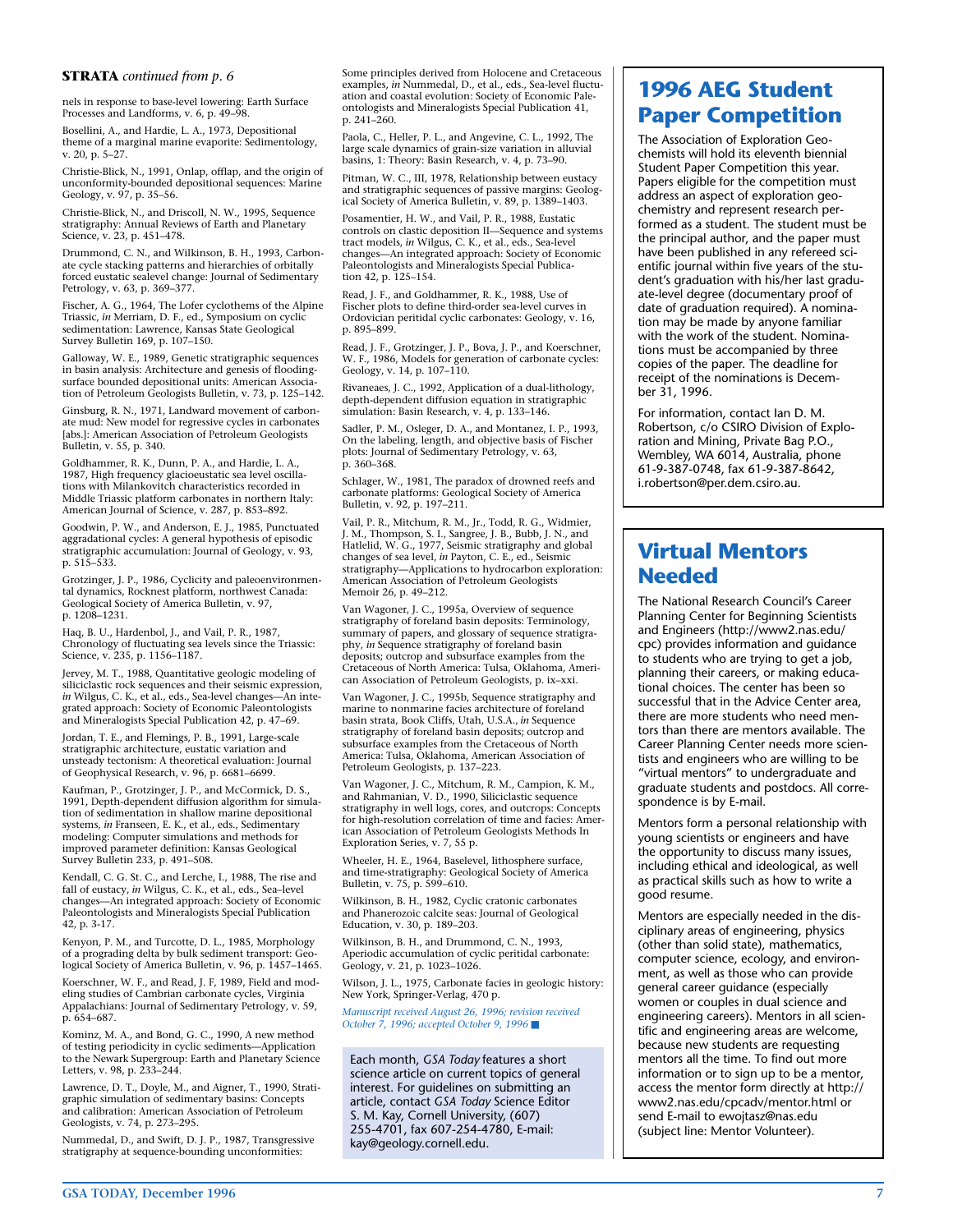**STRATA** *continued from p. 6*

nels in response to base-level lowering: Earth Surface Processes and Landforms, v. 6, p. 49–98.

Bosellini, A., and Hardie, L. A., 1973, Depositional theme of a marginal marine evaporite: Sedimentology, v. 20, p. 5–27.

Christie-Blick, N., 1991, Onlap, offlap, and the origin of unconformity-bounded depositional sequences: Marine Geology, v. 97, p. 35–56.

Christie-Blick, N., and Driscoll, N. W., 1995, Sequence stratigraphy: Annual Reviews of Earth and Planetary Science, v. 23, p. 451–478.

Drummond, C. N., and Wilkinson, B. H., 1993, Carbonate cycle stacking patterns and hierarchies of orbitally forced eustatic sealevel change: Journal of Sedimentary Petrology, v. 63, p. 369–377.

Fischer, A. G., 1964, The Lofer cyclothems of the Alpine Triassic, *in* Merriam, D. F., ed., Symposium on cyclic sedimentation: Lawrence, Kansas State Geological Survey Bulletin 169, p. 107–150.

Galloway, W. E., 1989, Genetic stratigraphic sequences in basin analysis: Architecture and genesis of flooding-surface bounded depositional units: American Association of Petroleum Geologists Bulletin, v. 73, p. 125–142.

Ginsburg, R. N., 1971, Landward movement of carbonate mud: New model for regressive cycles in carbonates [abs.]: American Association of Petroleum Geologists Bulletin, v. 55, p. 340.

Goldhammer, R. K., Dunn, P. A., and Hardie, L. A., 1987, High frequency glacioeustatic sea level oscillations with Milankovitch characteristics recorded in Middle Triassic platform carbonates in northern Italy: American Journal of Science, v. 287, p. 853–892.

Goodwin, P. W., and Anderson, E. J., 1985, Punctuated aggradational cycles: A general hypothesis of episodic stratigraphic accumulation: Journal of Geology, v. 93, p. 515–533.

Grotzinger, J. P., 1986, Cyclicity and paleoenvironmental dynamics, Rocknest platform, northwest Canada: Geological Society of America Bulletin, v. 97, p. 1208–1231.

Haq, B. U., Hardenbol, J., and Vail, P. R., 1987, Chronology of fluctuating sea levels since the Triassic: Science, v. 235, p. 1156–1187.

Jervey, M. T., 1988, Quantitative geologic modeling of siliciclastic rock sequences and their seismic expression, *in* Wilgus, C. K., et al., eds., Sea-level changes—An integrated approach: Society of Economic Paleontologists and Mineralogists Special Publication 42, p. 47–69.

Jordan, T. E., and Flemings, P. B., 1991, Large-scale stratigraphic architecture, eustatic variation and unsteady tectonism: A theoretical evaluation: Journal of Geophysical Research, v. 96, p. 6681–6699.

Kaufman, P., Grotzinger, J. P., and McCormick, D. S., 1991, Depth-dependent diffusion algorithm for simulation of sedimentation in shallow marine depositional systems, *in* Franseen, E. K., et al., eds., Sedimentary modeling: Computer simulations and methods for improved parameter definition: Kansas Geological Survey Bulletin 233, p. 491–508.

Kendall, C. G. St. C., and Lerche, I., 1988, The rise and fall of eustacy, *in* Wilgus, C. K., et al., eds., Sea–level changes—An integrated approach: Society of Economic Paleontologists and Mineralogists Special Publication 42, p. 3-17.

Kenyon, P. M., and Turcotte, D. L., 1985, Morphology of a prograding delta by bulk sediment transport: Geological Society of America Bulletin, v. 96, p. 1457–1465.

Koerschner, W. F., and Read, J. F, 1989, Field and modeling studies of Cambrian carbonate cycles, Virginia Appalachians: Journal of Sedimentary Petrology, v. 59, p. 654–687.

Kominz, M. A., and Bond, G. C., 1990, A new method of testing periodicity in cyclic sediments—Application to the Newark Supergroup: Earth and Planetary Science Letters, v. 98, p. 233–244.

Lawrence, D. T., Doyle, M., and Aigner, T., 1990, Stratigraphic simulation of sedimentary basins: Concepts and calibration: American Association of Petroleum Geologists, v. 74, p. 273–295.

Nummedal, D., and Swift, D. J. P., 1987, Transgressive stratigraphy at sequence-bounding unconformities: Some principles derived from Holocene and Cretaceous examples, *in* Nummedal, D., et al., eds., Sea-level fluctuation and coastal evolution: Society of Economic Paleontologists and Mineralogists Special Publication 41, p. 241–260.

Paola, C., Heller, P. L., and Angevine, C. L., 1992, The large scale dynamics of grain-size variation in alluvial basins, 1: Theory: Basin Research, v. 4, p. 73–90.

Pitman, W. C., III, 1978, Relationship between eustacy and stratigraphic sequences of passive margins: Geological Society of America Bulletin, v. 89, p. 1389–1403.

Posamentier, H. W., and Vail, P. R., 1988, Eustatic controls on clastic deposition II—Sequence and systems tract models, *in* Wilgus, C. K., et al., eds., Sea-level changes—An integrated approach: Society of Economic Paleontologists and Mineralogists Special Publication 42, p. 125–154.

Read, J. F., and Goldhammer, R. K., 1988, Use of Fischer plots to define third-order sea-level curves in Ordovician peritidal cyclic carbonates: Geology, v. 16, p. 895–899.

Read, J. F., Grotzinger, J. P., Bova, J. P., and Koerschner, W. F., 1986, Models for generation of carbonate cycles: Geology, v. 14, p. 107–110.

Rivaneaes, J. C., 1992, Application of a dual-lithology, depth-dependent diffusion equation in stratigraphic simulation: Basin Research, v. 4, p. 133–146.

Sadler, P. M., Osleger, D. A., and Montanez, I. P., 1993, On the labeling, length, and objective basis of Fischer plots: Journal of Sedimentary Petrology, v. 63, p. 360–368.

Schlager, W., 1981, The paradox of drowned reefs and carbonate platforms: Geological Society of America Bulletin, v. 92, p. 197–211.

Vail, P. R., Mitchum, R. M., Jr., Todd, R. G., Widmier, J. M., Thompson, S. I., Sangree, J. B., Bubb, J. N., and Hatlelid, W. G., 1977, Seismic stratigraphy and global changes of sea level, *in* Payton, C. E., ed., Seismic stratigraphy—Applications to hydrocarbon exploration: American Association of Petroleum Geologists Memoir 26, p. 49–212.

Van Wagoner, J. C., 1995a, Overview of sequence stratigraphy of foreland basin deposits: Terminology, summary of papers, and glossary of sequence stratigraphy, *in* Sequence stratigraphy of foreland basin deposits; outcrop and subsurface examples from the Cretaceous of North America: Tulsa, Oklahoma, American Association of Petroleum Geologists, p. ix–xxi.

Van Wagoner, J. C., 1995b, Sequence stratigraphy and marine to nonmarine facies architecture of foreland basin strata, Book Cliffs, Utah, U.S.A., *in* Sequence stratigraphy of foreland basin deposits; outcrop and subsurface examples from the Cretaceous of North America: Tulsa, Oklahoma, American Association of Petroleum Geologists, p. 137–223.

Van Wagoner, J. C., Mitchum, R. M., Campion, K. M., and Rahmanian, V. D., 1990, Siliciclastic sequence stratigraphy in well logs, cores, and outcrops: Concepts for high-resolution correlation of time and facies: American Association of Petroleum Geologists Methods In Exploration Series, v. 7, 55 p.

Wheeler, H. E., 1964, Baselevel, lithosphere surface, and time-stratigraphy: Geological Society of America Bulletin, v. 75, p. 599–610.

Wilkinson, B. H., 1982, Cyclic cratonic carbonates and Phanerozoic calcite seas: Journal of Geological Education, v. 30, p. 189–203.

Wilkinson, B. H., and Drummond, C. N., 1993, Aperiodic accumulation of cyclic peritidal carbonate: Geology, v. 21, p. 1023–1026.

Wilson, J. L., 1975, Carbonate facies in geologic history: New York, Springer-Verlag, 470 p.

*Manuscript received August 26, 1996; revision received October 7, 1996; accepted October 9, 1996* ■

Each month, *GSA Today* features a short science article on current topics of general interest. For guidelines on submitting an article, contact *GSA Today* Science Editor S. M. Kay, Cornell University, (607) 255-4701, fax 607-254-4780, E-mail: kay@geology.cornell.edu.

## 1996 AEG Student Paper Competition

The Association of Exploration Geochemists will hold its eleventh biennial Student Paper Competition this year. Papers eligible for the competition must address an aspect of exploration geochemistry and represent research performed as a student. The student must be the principal author, and the paper must have been published in any refereed scientific journal within five years of the student's graduation with his/her last graduate-level degree (documentary proof of date of graduation required). A nomination may be made by anyone familiar with the work of the student. Nominations must be accompanied by three copies of the paper. The deadline for receipt of the nominations is December 31, 1996.

For information, contact Ian D. M. Robertson, c/o CSIRO Division of Exploration and Mining, Private Bag P.O., Wembley, WA 6014, Australia, phone 61-9-387-0748, fax 61-9-387-8642, i.robertson@per.dem.csiro.au.

## Virtual Mentors Needed

The National Research Council's Career Planning Center for Beginning Scientists and Engineers (http://www2.nas.edu/cpc) provides information and guidance to students who are trying to get a job, planning their careers, or making educational choices. The center has been so successful that in the Advice Center area, there are more students who need mentors than there are mentors available. The Career Planning Center needs more scientists and engineers who are willing to be "virtual mentors" to undergraduate and graduate students and postdocs. All correspondence is by E-mail.

Mentors form a personal relationship with young scientists or engineers and have the opportunity to discuss many issues, including ethical and ideological, as well as practical skills such as how to write a good resume.

Mentors are especially needed in the disciplinary areas of engineering, physics (other than solid state), mathematics, computer science, ecology, and environment, as well as those who can provide general career guidance (especially women or couples in dual science and engineering careers). Mentors in all scientific and engineering areas are welcome, because new students are requesting mentors all the time. To find out more information or to sign up to be a mentor, access the mentor form directly at http://www2.nas.edu/cpcadv/mentor.html or send E-mail to ewojtasz@nas.edu (subject line: Mentor Volunteer).